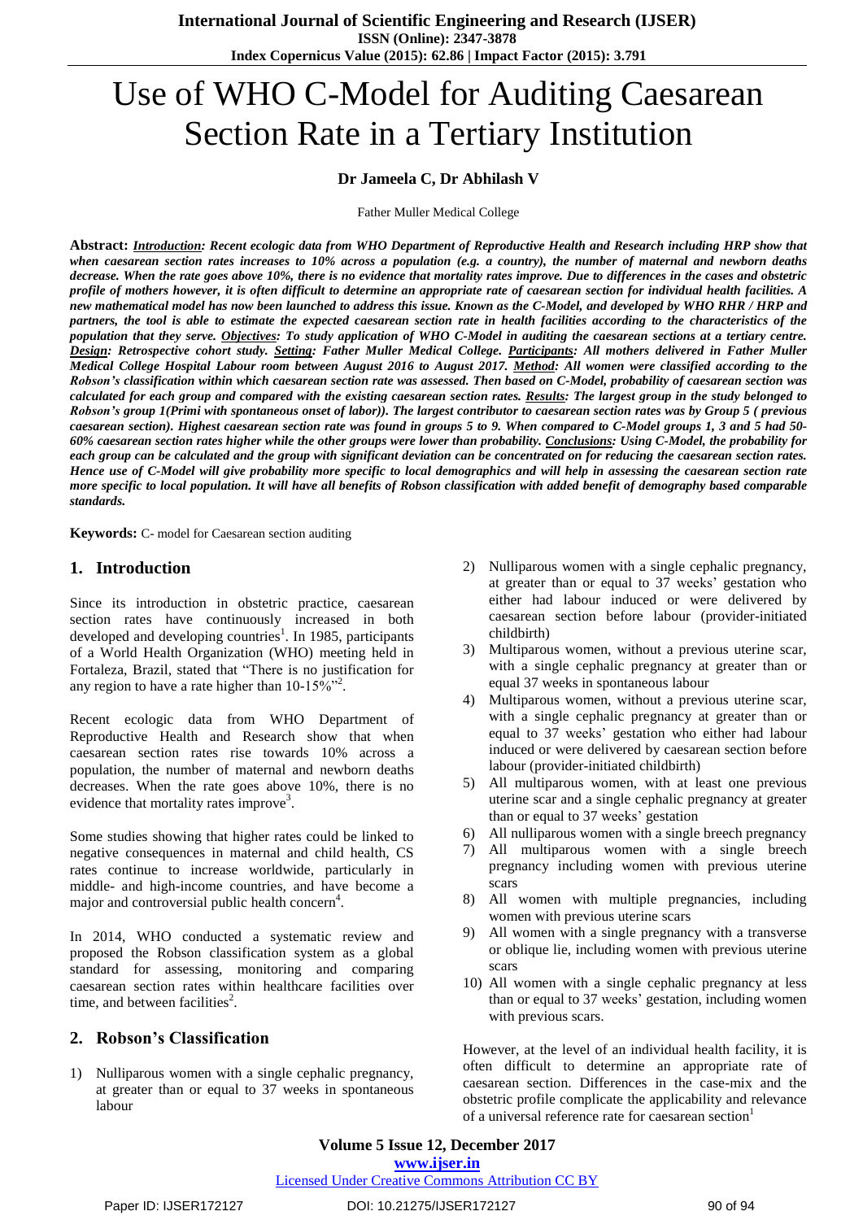# Use of WHO C-Model for Auditing Caesarean Section Rate in a Tertiary Institution

**Dr Jameela C, Dr Abhilash V**

Father Muller Medical College

**Abstract:** ***Introduction:*** ***Recent ecologic data from WHO Department of Reproductive Health and Research including HRP show that when caesarean section rates increases to 10% across a population (e.g. a country), the number of maternal and newborn deaths decrease. When the rate goes above 10%, there is no evidence that mortality rates improve. Due to differences in the cases and obstetric profile of mothers however, it is often difficult to determine an appropriate rate of caesarean section for individual health facilities. A new mathematical model has now been launched to address this issue. Known as the C-Model, and developed by WHO RHR / HRP and partners, the tool is able to estimate the expected caesarean section rate in health facilities according to the characteristics of the population that they serve. Objectives: To study application of WHO C-Model in auditing the caesarean sections at a tertiary centre. Design: Retrospective cohort study. Setting: Father Muller Medical College. Participants: All mothers delivered in Father Muller Medical College Hospital Labour room between August 2016 to August 2017. Method: All women were classified according to the Robson's classification within which caesarean section rate was assessed. Then based on C-Model, probability of caesarean section was calculated for each group and compared with the existing caesarean section rates. Results: The largest group in the study belonged to Robson's group 1(Primi with spontaneous onset of labor)). The largest contributor to caesarean section rates was by Group 5 ( previous caesarean section). Highest caesarean section rate was found in groups 5 to 9. When compared to C-Model groups 1, 3 and 5 had 50-60% caesarean section rates higher while the other groups were lower than probability. Conclusions: Using C-Model, the probability for each group can be calculated and the group with significant deviation can be concentrated on for reducing the caesarean section rates. Hence use of C-Model will give probability more specific to local demographics and will help in assessing the caesarean section rate more specific to local population. It will have all benefits of Robson classification with added benefit of demography based comparable standards.***

**Keywords:** C- model for Caesarean section auditing

## 1. Introduction

Since its introduction in obstetric practice, caesarean section rates have continuously increased in both developed and developing countries[1]. In 1985, participants of a World Health Organization (WHO) meeting held in Fortaleza, Brazil, stated that "There is no justification for any region to have a rate higher than 10-15%"[2].

Recent ecologic data from WHO Department of Reproductive Health and Research show that when caesarean section rates rise towards 10% across a population, the number of maternal and newborn deaths decreases. When the rate goes above 10%, there is no evidence that mortality rates improve[3].

Some studies showing that higher rates could be linked to negative consequences in maternal and child health, CS rates continue to increase worldwide, particularly in middle- and high-income countries, and have become a major and controversial public health concern[4].

In 2014, WHO conducted a systematic review and proposed the Robson classification system as a global standard for assessing, monitoring and comparing caesarean section rates within healthcare facilities over time, and between facilities[2].

## 2. Robson's Classification

1) Nulliparous women with a single cephalic pregnancy, at greater than or equal to 37 weeks in spontaneous labour
2) Nulliparous women with a single cephalic pregnancy, at greater than or equal to 37 weeks' gestation who either had labour induced or were delivered by caesarean section before labour (provider-initiated childbirth)
3) Multiparous women, without a previous uterine scar, with a single cephalic pregnancy at greater than or equal 37 weeks in spontaneous labour
4) Multiparous women, without a previous uterine scar, with a single cephalic pregnancy at greater than or equal to 37 weeks' gestation who either had labour induced or were delivered by caesarean section before labour (provider-initiated childbirth)
5) All multiparous women, with at least one previous uterine scar and a single cephalic pregnancy at greater than or equal to 37 weeks' gestation
6) All nulliparous women with a single breech pregnancy
7) All multiparous women with a single breech pregnancy including women with previous uterine scars
8) All women with multiple pregnancies, including women with previous uterine scars
9) All women with a single pregnancy with a transverse or oblique lie, including women with previous uterine scars
10) All women with a single cephalic pregnancy at less than or equal to 37 weeks' gestation, including women with previous scars.

However, at the level of an individual health facility, it is often difficult to determine an appropriate rate of caesarean section. Differences in the case-mix and the obstetric profile complicate the applicability and relevance of a universal reference rate for caesarean section[1]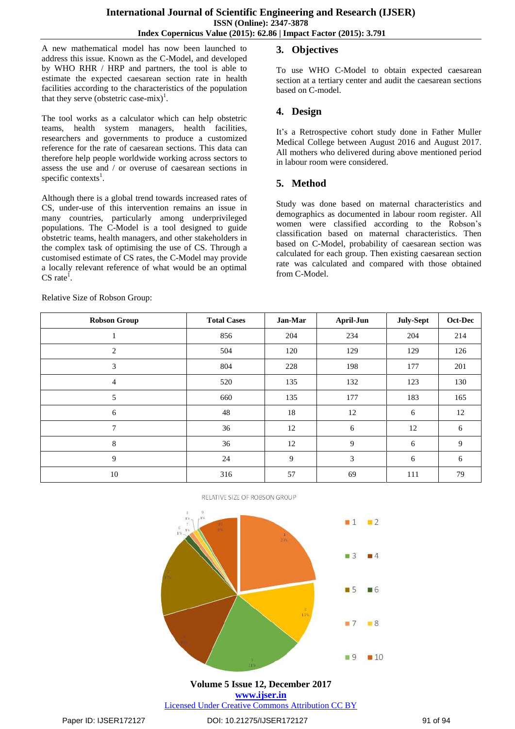A new mathematical model has now been launched to address this issue. Known as the C-Model, and developed by WHO RHR / HRP and partners, the tool is able to estimate the expected caesarean section rate in health facilities according to the characteristics of the population that they serve (obstetric case-mix)[1].

The tool works as a calculator which can help obstetric teams, health system managers, health facilities, researchers and governments to produce a customized reference for the rate of caesarean sections. This data can therefore help people worldwide working across sectors to assess the use and / or overuse of caesarean sections in specific contexts[1].

Although there is a global trend towards increased rates of CS, under-use of this intervention remains an issue in many countries, particularly among underprivileged populations. The C-Model is a tool designed to guide obstetric teams, health managers, and other stakeholders in the complex task of optimising the use of CS. Through a customised estimate of CS rates, the C-Model may provide a locally relevant reference of what would be an optimal CS rate[1].

## 3. Objectives

To use WHO C-Model to obtain expected caesarean section at a tertiary center and audit the caesarean sections based on C-model.

## 4. Design

It's a Retrospective cohort study done in Father Muller Medical College between August 2016 and August 2017. All mothers who delivered during above mentioned period in labour room were considered.

## 5. Method

Study was done based on maternal characteristics and demographics as documented in labour room register. All women were classified according to the Robson's classification based on maternal characteristics. Then based on C-Model, probability of caesarean section was calculated for each group. Then existing caesarean section rate was calculated and compared with those obtained from C-Model.

Relative Size of Robson Group:

| Robson Group | Total Cases | Jan-Mar | April-Jun | July-Sept | Oct-Dec |
|---|---|---|---|---|---|
| 1 | 856 | 204 | 234 | 204 | 214 |
| 2 | 504 | 120 | 129 | 129 | 126 |
| 3 | 804 | 228 | 198 | 177 | 201 |
| 4 | 520 | 135 | 132 | 123 | 130 |
| 5 | 660 | 135 | 177 | 183 | 165 |
| 6 | 48 | 18 | 12 | 6 | 12 |
| 7 | 36 | 12 | 6 | 12 | 6 |
| 8 | 36 | 12 | 9 | 6 | 9 |
| 9 | 24 | 9 | 3 | 6 | 6 |
| 10 | 316 | 57 | 69 | 111 | 79 |

RELATIVE SIZE OF ROBSON GROUP

| Robson Group | Share |
|---|---|
| 1 | 23% |
| 2 | 13% |
| 3 | 21% |
| 4 | 14% |
| 5 | 17% |
| 6 | 1% |
| 7 | 1% |
| 8 | 1% |
| 9 | 1% |
| 10 | 8% |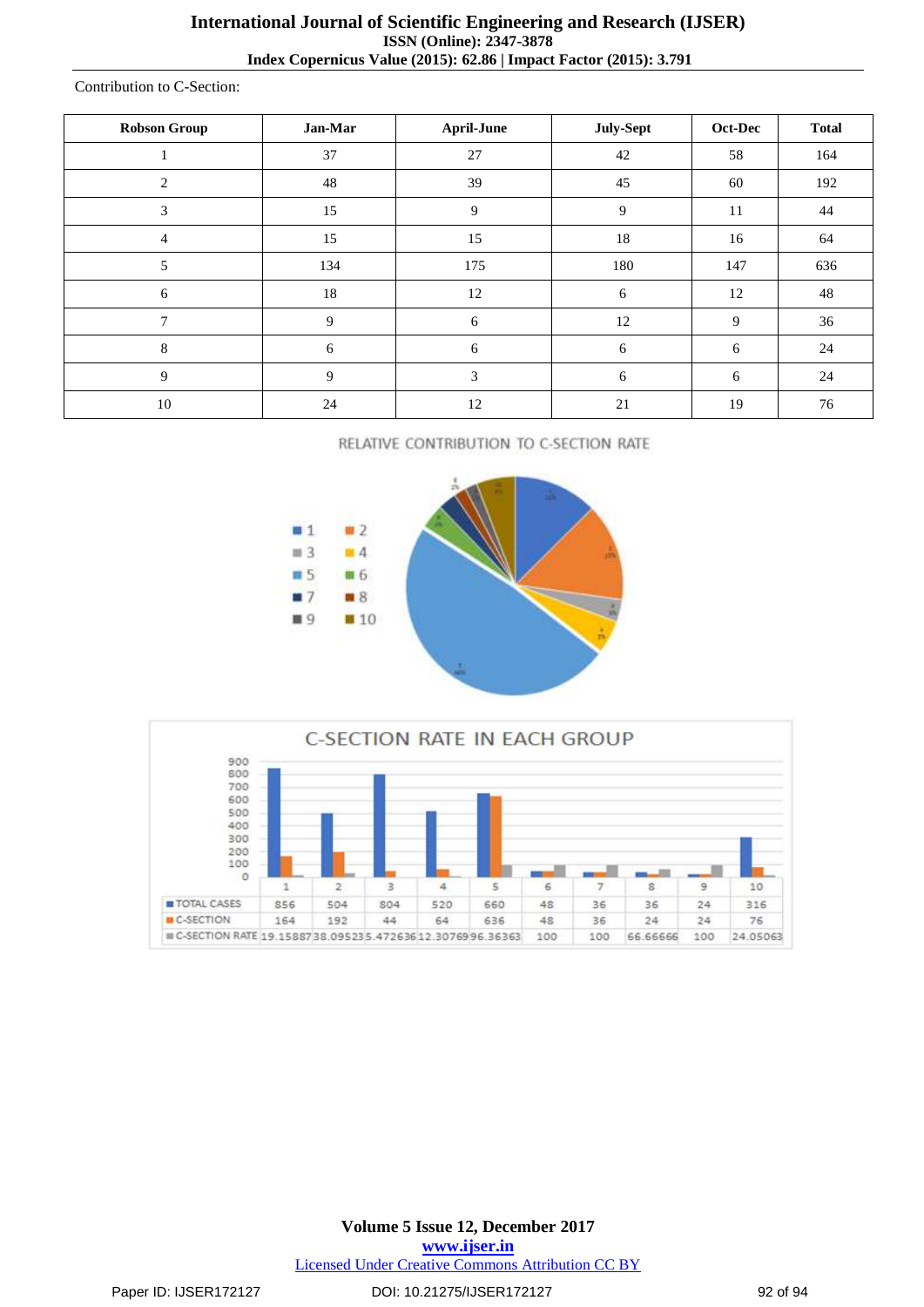Contribution to C-Section:

| Robson Group | Jan-Mar | April-June | July-Sept | Oct-Dec | Total |
|---|---|---|---|---|---|
| 1 | 37 | 27 | 42 | 58 | 164 |
| 2 | 48 | 39 | 45 | 60 | 192 |
| 3 | 15 | 9 | 9 | 11 | 44 |
| 4 | 15 | 15 | 18 | 16 | 64 |
| 5 | 134 | 175 | 180 | 147 | 636 |
| 6 | 18 | 12 | 6 | 12 | 48 |
| 7 | 9 | 6 | 12 | 9 | 36 |
| 8 | 6 | 6 | 6 | 6 | 24 |
| 9 | 9 | 3 | 6 | 6 | 24 |
| 10 | 24 | 12 | 21 | 19 | 76 |

RELATIVE CONTRIBUTION TO C-SECTION RATE

C-SECTION RATE IN EACH GROUP

| | 1 | 2 | 3 | 4 | 5 | 6 | 7 | 8 | 9 | 10 |
|---|---|---|---|---|---|---|---|---|---|---|
| TOTAL CASES | 856 | 504 | 804 | 520 | 660 | 48 | 36 | 36 | 24 | 316 |
| C-SECTION | 164 | 192 | 44 | 64 | 636 | 48 | 36 | 24 | 24 | 76 |
| C-SECTION RATE | 19.15887 | 38.09523 | 5.472636 | 12.30769 | 96.36363 | 100 | 100 | 66.66666 | 100 | 24.05063 |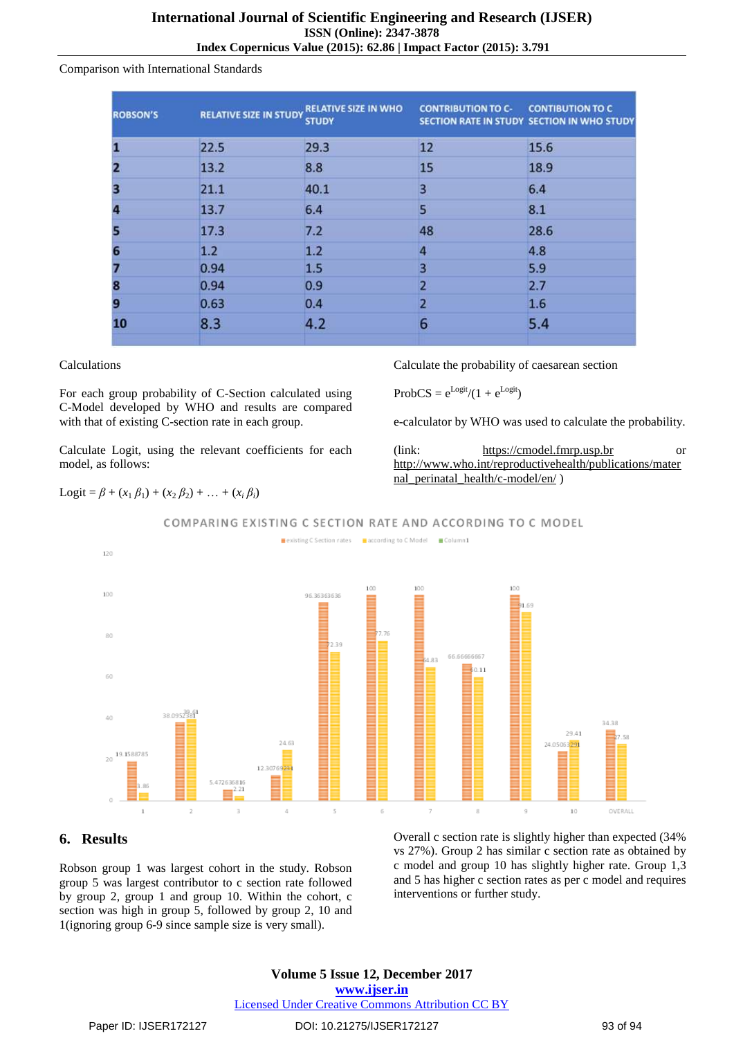Comparison with International Standards

| ROBSON'S | RELATIVE SIZE IN STUDY | RELATIVE SIZE IN WHO STUDY | CONTRIBUTION TO C-SECTION RATE IN STUDY | CONTIBUTION TO C SECTION IN WHO STUDY |
|---|---|---|---|---|
| 1 | 22.5 | 29.3 | 12 | 15.6 |
| 2 | 13.2 | 8.8 | 15 | 18.9 |
| 3 | 21.1 | 40.1 | 3 | 6.4 |
| 4 | 13.7 | 6.4 | 5 | 8.1 |
| 5 | 17.3 | 7.2 | 48 | 28.6 |
| 6 | 1.2 | 1.2 | 4 | 4.8 |
| 7 | 0.94 | 1.5 | 3 | 5.9 |
| 8 | 0.94 | 0.9 | 2 | 2.7 |
| 9 | 0.63 | 0.4 | 2 | 1.6 |
| 10 | 8.3 | 4.2 | 6 | 5.4 |

Calculations

For each group probability of C-Section calculated using C-Model developed by WHO and results are compared with that of existing C-section rate in each group.

Calculate Logit, using the relevant coefficients for each model, as follows:

$$\text{Logit} = \beta + (x_1 \beta_1) + (x_2 \beta_2) + \ldots + (x_i \beta_i)$$

Calculate the probability of caesarean section

$$\text{ProbCS} = e^{\text{Logit}}/(1 + e^{\text{Logit}})$$

e-calculator by WHO was used to calculate the probability.

(link: https://cmodel.fmrp.usp.br or http://www.who.int/reproductivehealth/publications/maternal_perinatal_health/c-model/en/ )

COMPARING EXISTING C SECTION RATE AND ACCORDING TO C MODEL

| Group | existing C Section rates | according to C Model |
|---|---|---|
| 1 | 19.1588785 | 3.86 |
| 2 | 38.0952381 | 39.61 |
| 3 | 5.472636816 | 2.21 |
| 4 | 12.30769231 | 24.63 |
| 5 | 96.36363636 | 72.39 |
| 6 | 100 | 77.76 |
| 7 | 100 | 64.83 |
| 8 | 66.66666667 | 60.11 |
| 9 | 100 | 91.69 |
| 10 | 24.05063291 | 29.41 |
| OVERALL | 34.38 | 27.58 |

## 6. Results

Robson group 1 was largest cohort in the study. Robson group 5 was largest contributor to c section rate followed by group 2, group 1 and group 10. Within the cohort, c section was high in group 5, followed by group 2, 10 and 1(ignoring group 6-9 since sample size is very small).

Overall c section rate is slightly higher than expected (34% vs 27%). Group 2 has similar c section rate as obtained by c model and group 10 has slightly higher rate. Group 1,3 and 5 has higher c section rates as per c model and requires interventions or further study.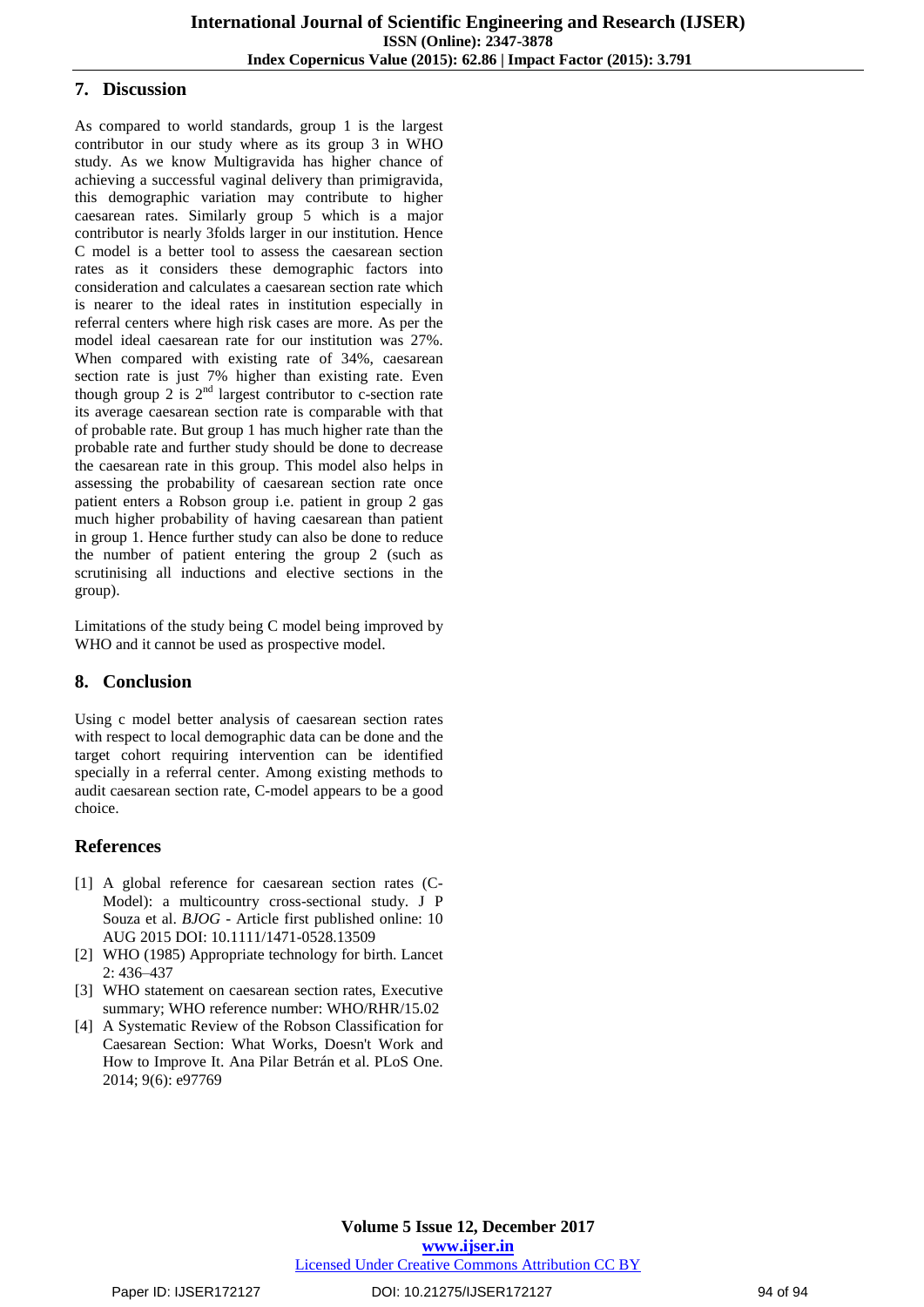## 7. Discussion

As compared to world standards, group 1 is the largest contributor in our study where as its group 3 in WHO study. As we know Multigravida has higher chance of achieving a successful vaginal delivery than primigravida, this demographic variation may contribute to higher caesarean rates. Similarly group 5 which is a major contributor is nearly 3folds larger in our institution. Hence C model is a better tool to assess the caesarean section rates as it considers these demographic factors into consideration and calculates a caesarean section rate which is nearer to the ideal rates in institution especially in referral centers where high risk cases are more. As per the model ideal caesarean rate for our institution was 27%. When compared with existing rate of 34%, caesarean section rate is just 7% higher than existing rate. Even though group 2 is 2nd largest contributor to c-section rate its average caesarean section rate is comparable with that of probable rate. But group 1 has much higher rate than the probable rate and further study should be done to decrease the caesarean rate in this group. This model also helps in assessing the probability of caesarean section rate once patient enters a Robson group i.e. patient in group 2 gas much higher probability of having caesarean than patient in group 1. Hence further study can also be done to reduce the number of patient entering the group 2 (such as scrutinising all inductions and elective sections in the group).

Limitations of the study being C model being improved by WHO and it cannot be used as prospective model.

## 8. Conclusion

Using c model better analysis of caesarean section rates with respect to local demographic data can be done and the target cohort requiring intervention can be identified specially in a referral center. Among existing methods to audit caesarean section rate, C-model appears to be a good choice.

## References

[1] A global reference for caesarean section rates (C-Model): a multicountry cross-sectional study. J P Souza et al. *BJOG* - Article first published online: 10 AUG 2015 DOI: 10.1111/1471-0528.13509

[2] WHO (1985) Appropriate technology for birth. Lancet 2: 436–437

[3] WHO statement on caesarean section rates, Executive summary; WHO reference number: WHO/RHR/15.02

[4] A Systematic Review of the Robson Classification for Caesarean Section: What Works, Doesn't Work and How to Improve It. Ana Pilar Betrán et al. PLoS One. 2014; 9(6): e97769